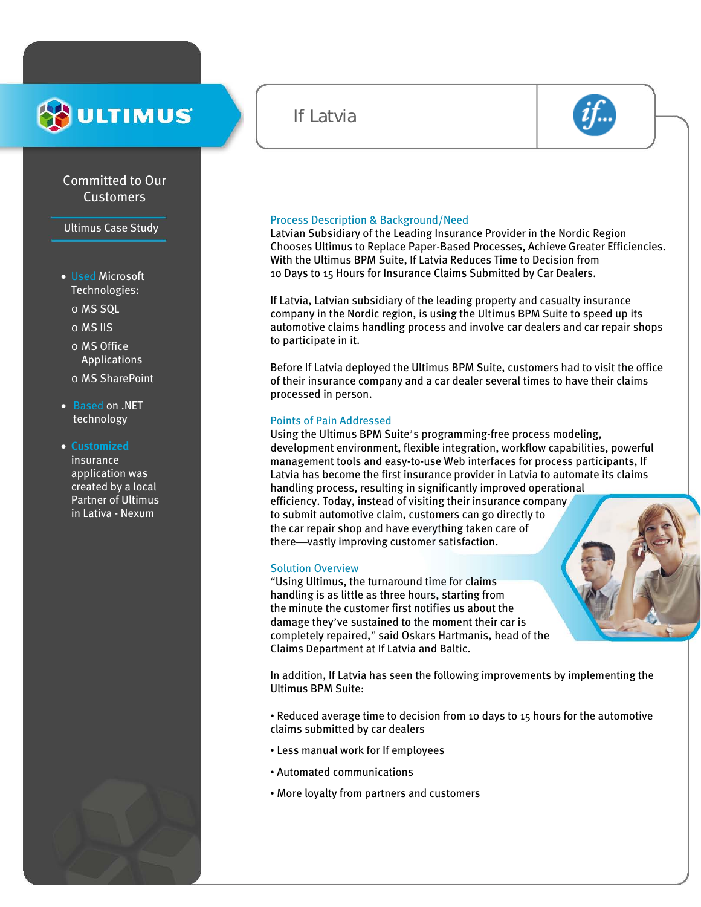ULTIMUS

# If Latvia

Committed to Our Customers

Ultimus Case Study

- Used Microsoft Technologies:
  - MS SQL
  - MS IIS
  - MS Office Applications
  - MS SharePoint
- Based on .NET technology
- **Customized** insurance application was created by a local Partner of Ultimus in Lativa - Nexum

## Process Description & Background/Need

Latvian Subsidiary of the Leading Insurance Provider in the Nordic Region Chooses Ultimus to Replace Paper-Based Processes, Achieve Greater Efficiencies. With the Ultimus BPM Suite, If Latvia Reduces Time to Decision from 10 Days to 15 Hours for Insurance Claims Submitted by Car Dealers.

If Latvia, Latvian subsidiary of the leading property and casualty insurance company in the Nordic region, is using the Ultimus BPM Suite to speed up its automotive claims handling process and involve car dealers and car repair shops to participate in it.

Before If Latvia deployed the Ultimus BPM Suite, customers had to visit the office of their insurance company and a car dealer several times to have their claims processed in person.

## Points of Pain Addressed

Using the Ultimus BPM Suite's programming-free process modeling, development environment, flexible integration, workflow capabilities, powerful management tools and easy-to-use Web interfaces for process participants, If Latvia has become the first insurance provider in Latvia to automate its claims handling process, resulting in significantly improved operational efficiency. Today, instead of visiting their insurance company to submit automotive claim, customers can go directly to the car repair shop and have everything taken care of there—vastly improving customer satisfaction.

## Solution Overview

"Using Ultimus, the turnaround time for claims handling is as little as three hours, starting from the minute the customer first notifies us about the damage they've sustained to the moment their car is completely repaired," said Oskars Hartmanis, head of the Claims Department at If Latvia and Baltic.

In addition, If Latvia has seen the following improvements by implementing the Ultimus BPM Suite:

- Reduced average time to decision from 10 days to 15 hours for the automotive claims submitted by car dealers
- Less manual work for If employees
- Automated communications
- More loyalty from partners and customers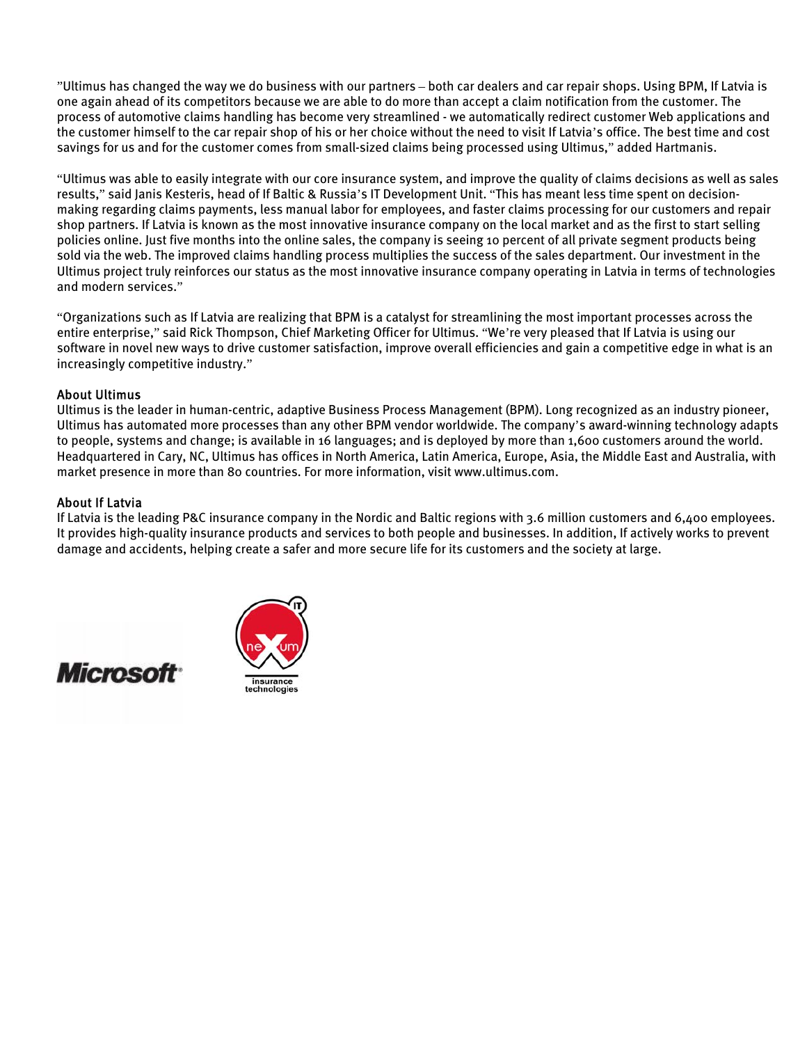"Ultimus has changed the way we do business with our partners – both car dealers and car repair shops. Using BPM, If Latvia is one again ahead of its competitors because we are able to do more than accept a claim notification from the customer. The process of automotive claims handling has become very streamlined - we automatically redirect customer Web applications and the customer himself to the car repair shop of his or her choice without the need to visit If Latvia's office. The best time and cost savings for us and for the customer comes from small-sized claims being processed using Ultimus," added Hartmanis.

"Ultimus was able to easily integrate with our core insurance system, and improve the quality of claims decisions as well as sales results," said Janis Kesteris, head of If Baltic & Russia's IT Development Unit. "This has meant less time spent on decision-making regarding claims payments, less manual labor for employees, and faster claims processing for our customers and repair shop partners. If Latvia is known as the most innovative insurance company on the local market and as the first to start selling policies online. Just five months into the online sales, the company is seeing 10 percent of all private segment products being sold via the web. The improved claims handling process multiplies the success of the sales department. Our investment in the Ultimus project truly reinforces our status as the most innovative insurance company operating in Latvia in terms of technologies and modern services."

"Organizations such as If Latvia are realizing that BPM is a catalyst for streamlining the most important processes across the entire enterprise," said Rick Thompson, Chief Marketing Officer for Ultimus. "We're very pleased that If Latvia is using our software in novel new ways to drive customer satisfaction, improve overall efficiencies and gain a competitive edge in what is an increasingly competitive industry."

## About Ultimus

Ultimus is the leader in human-centric, adaptive Business Process Management (BPM). Long recognized as an industry pioneer, Ultimus has automated more processes than any other BPM vendor worldwide. The company's award-winning technology adapts to people, systems and change; is available in 16 languages; and is deployed by more than 1,600 customers around the world. Headquartered in Cary, NC, Ultimus has offices in North America, Latin America, Europe, Asia, the Middle East and Australia, with market presence in more than 80 countries. For more information, visit www.ultimus.com.

## About If Latvia

If Latvia is the leading P&C insurance company in the Nordic and Baltic regions with 3.6 million customers and 6,400 employees. It provides high-quality insurance products and services to both people and businesses. In addition, If actively works to prevent damage and accidents, helping create a safer and more secure life for its customers and the society at large.

Microsoft

IT nexum insurance technologies